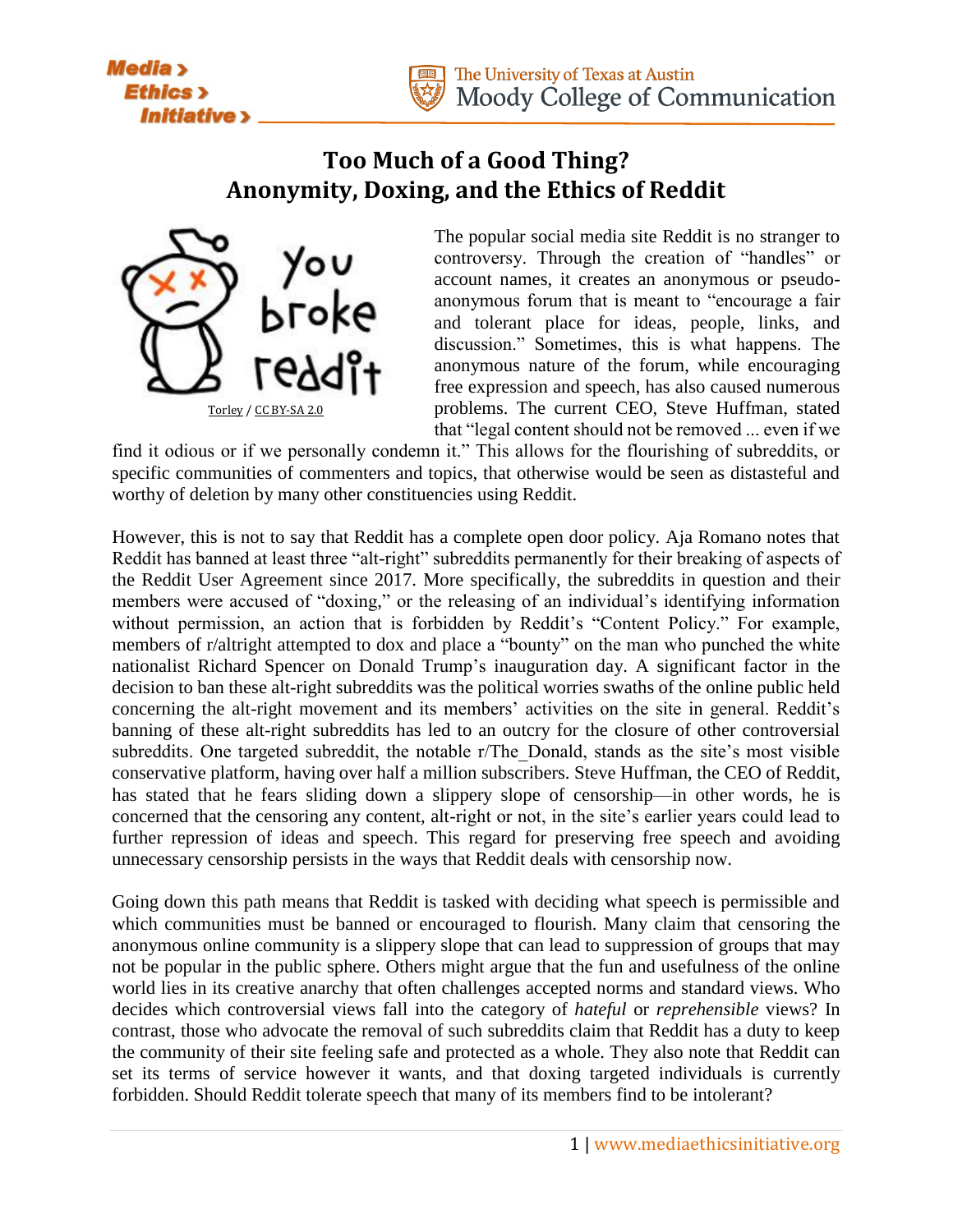# Too Much of a Good Thing? Anonymity, Doxing, and the Ethics of Reddit

Torley / CC BY-SA 2.0

The popular social media site Reddit is no stranger to controversy. Through the creation of "handles" or account names, it creates an anonymous or pseudo-anonymous forum that is meant to "encourage a fair and tolerant place for ideas, people, links, and discussion." Sometimes, this is what happens. The anonymous nature of the forum, while encouraging free expression and speech, has also caused numerous problems. The current CEO, Steve Huffman, stated that "legal content should not be removed ... even if we find it odious or if we personally condemn it." This allows for the flourishing of subreddits, or specific communities of commenters and topics, that otherwise would be seen as distasteful and worthy of deletion by many other constituencies using Reddit.

However, this is not to say that Reddit has a complete open door policy. Aja Romano notes that Reddit has banned at least three "alt-right" subreddits permanently for their breaking of aspects of the Reddit User Agreement since 2017. More specifically, the subreddits in question and their members were accused of "doxing," or the releasing of an individual's identifying information without permission, an action that is forbidden by Reddit's "Content Policy." For example, members of r/altright attempted to dox and place a "bounty" on the man who punched the white nationalist Richard Spencer on Donald Trump's inauguration day. A significant factor in the decision to ban these alt-right subreddits was the political worries swaths of the online public held concerning the alt-right movement and its members' activities on the site in general. Reddit's banning of these alt-right subreddits has led to an outcry for the closure of other controversial subreddits. One targeted subreddit, the notable r/The_Donald, stands as the site's most visible conservative platform, having over half a million subscribers. Steve Huffman, the CEO of Reddit, has stated that he fears sliding down a slippery slope of censorship—in other words, he is concerned that the censoring any content, alt-right or not, in the site's earlier years could lead to further repression of ideas and speech. This regard for preserving free speech and avoiding unnecessary censorship persists in the ways that Reddit deals with censorship now.

Going down this path means that Reddit is tasked with deciding what speech is permissible and which communities must be banned or encouraged to flourish. Many claim that censoring the anonymous online community is a slippery slope that can lead to suppression of groups that may not be popular in the public sphere. Others might argue that the fun and usefulness of the online world lies in its creative anarchy that often challenges accepted norms and standard views. Who decides which controversial views fall into the category of *hateful* or *reprehensible* views? In contrast, those who advocate the removal of such subreddits claim that Reddit has a duty to keep the community of their site feeling safe and protected as a whole. They also note that Reddit can set its terms of service however it wants, and that doxing targeted individuals is currently forbidden. Should Reddit tolerate speech that many of its members find to be intolerant?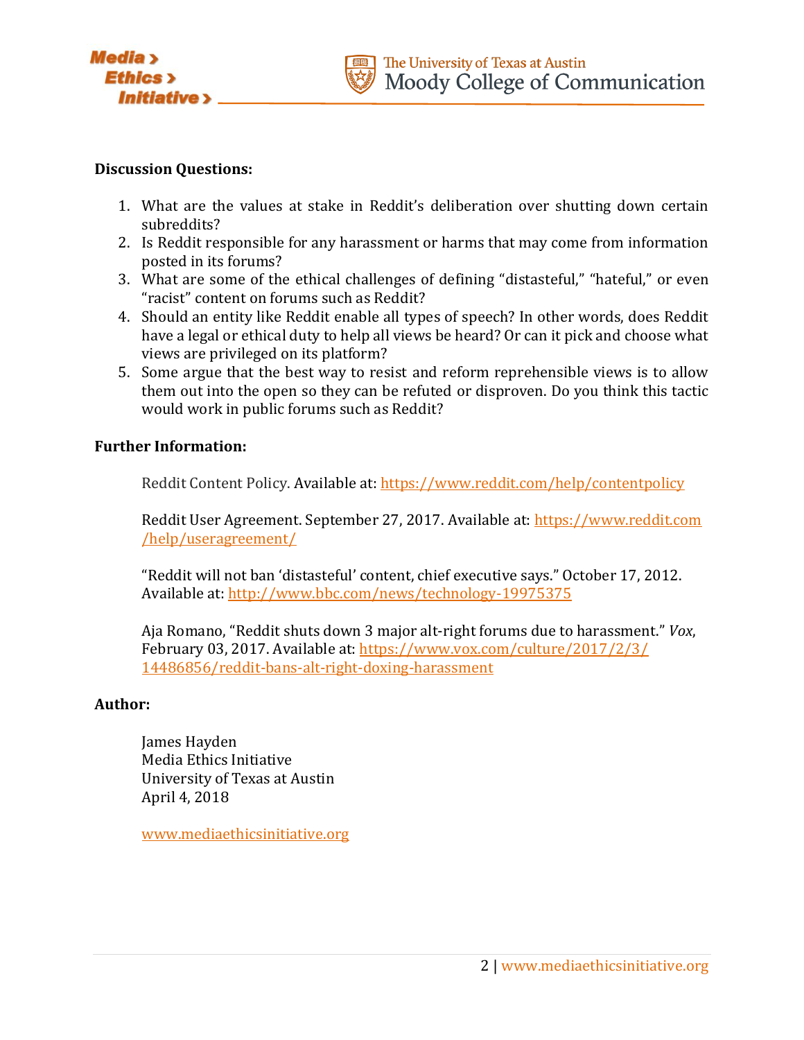**Discussion Questions:**

1. What are the values at stake in Reddit's deliberation over shutting down certain subreddits?
2. Is Reddit responsible for any harassment or harms that may come from information posted in its forums?
3. What are some of the ethical challenges of defining "distasteful," "hateful," or even "racist" content on forums such as Reddit?
4. Should an entity like Reddit enable all types of speech? In other words, does Reddit have a legal or ethical duty to help all views be heard? Or can it pick and choose what views are privileged on its platform?
5. Some argue that the best way to resist and reform reprehensible views is to allow them out into the open so they can be refuted or disproven. Do you think this tactic would work in public forums such as Reddit?

**Further Information:**

Reddit Content Policy. Available at: https://www.reddit.com/help/contentpolicy

Reddit User Agreement. September 27, 2017. Available at: https://www.reddit.com/help/useragreement/

"Reddit will not ban 'distasteful' content, chief executive says." October 17, 2012. Available at: http://www.bbc.com/news/technology-19975375

Aja Romano, "Reddit shuts down 3 major alt-right forums due to harassment." *Vox*, February 03, 2017. Available at: https://www.vox.com/culture/2017/2/3/14486856/reddit-bans-alt-right-doxing-harassment

**Author:**

James Hayden
Media Ethics Initiative
University of Texas at Austin
April 4, 2018

www.mediaethicsinitiative.org